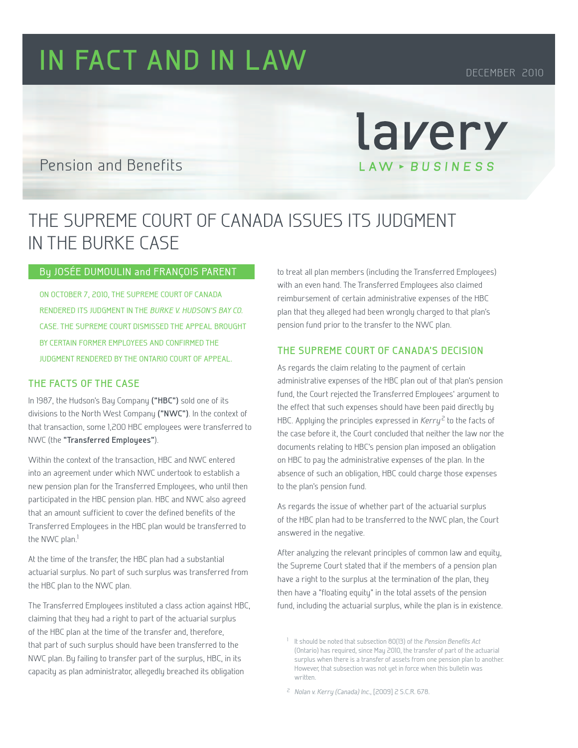# IN FACT AND IN LAW

DECEMBER 2010

Pension and Benefits

lavery

LAW ▸ BUSINESS

## THE SUPREME COURT OF CANADA ISSUES ITS JUDGMENT IN THE BURKE CASE

By JOSÉE DUMOULIN and FRANÇOIS PARENT

ON OCTOBER 7, 2010, THE SUPREME COURT OF CANADA RENDERED ITS JUDGMENT IN THE *BURKE V. HUDSON'S BAY CO.* CASE. THE SUPREME COURT DISMISSED THE APPEAL BROUGHT BY CERTAIN FORMER EMPLOYEES AND CONFIRMED THE JUDGMENT RENDERED BY THE ONTARIO COURT OF APPEAL.

### THE FACTS OF THE CASE

In 1987, the Hudson's Bay Company **("HBC")** sold one of its divisions to the North West Company **("NWC")**. In the context of that transaction, some 1,200 HBC employees were transferred to NWC (the **"Transferred Employees"**).

Within the context of the transaction, HBC and NWC entered into an agreement under which NWC undertook to establish a new pension plan for the Transferred Employees, who until then participated in the HBC pension plan. HBC and NWC also agreed that an amount sufficient to cover the defined benefits of the Transferred Employees in the HBC plan would be transferred to the NWC plan.[1]

At the time of the transfer, the HBC plan had a substantial actuarial surplus. No part of such surplus was transferred from the HBC plan to the NWC plan.

The Transferred Employees instituted a class action against HBC, claiming that they had a right to part of the actuarial surplus of the HBC plan at the time of the transfer and, therefore, that part of such surplus should have been transferred to the NWC plan. By failing to transfer part of the surplus, HBC, in its capacity as plan administrator, allegedly breached its obligation to treat all plan members (including the Transferred Employees) with an even hand. The Transferred Employees also claimed reimbursement of certain administrative expenses of the HBC plan that they alleged had been wrongly charged to that plan's pension fund prior to the transfer to the NWC plan.

### THE SUPREME COURT OF CANADA'S DECISION

As regards the claim relating to the payment of certain administrative expenses of the HBC plan out of that plan's pension fund, the Court rejected the Transferred Employees' argument to the effect that such expenses should have been paid directly by HBC. Applying the principles expressed in *Kerry*[2] to the facts of the case before it, the Court concluded that neither the law nor the documents relating to HBC's pension plan imposed an obligation on HBC to pay the administrative expenses of the plan. In the absence of such an obligation, HBC could charge those expenses to the plan's pension fund.

As regards the issue of whether part of the actuarial surplus of the HBC plan had to be transferred to the NWC plan, the Court answered in the negative.

After analyzing the relevant principles of common law and equity, the Supreme Court stated that if the members of a pension plan have a right to the surplus at the termination of the plan, they then have a "floating equity" in the total assets of the pension fund, including the actuarial surplus, while the plan is in existence.

[1] It should be noted that subsection 80(13) of the *Pension Benefits Act* (Ontario) has required, since May 2010, the transfer of part of the actuarial surplus when there is a transfer of assets from one pension plan to another. However, that subsection was not yet in force when this bulletin was written.

[2] *Nolan v. Kerry (Canada) Inc.*, [2009] 2 S.C.R. 678.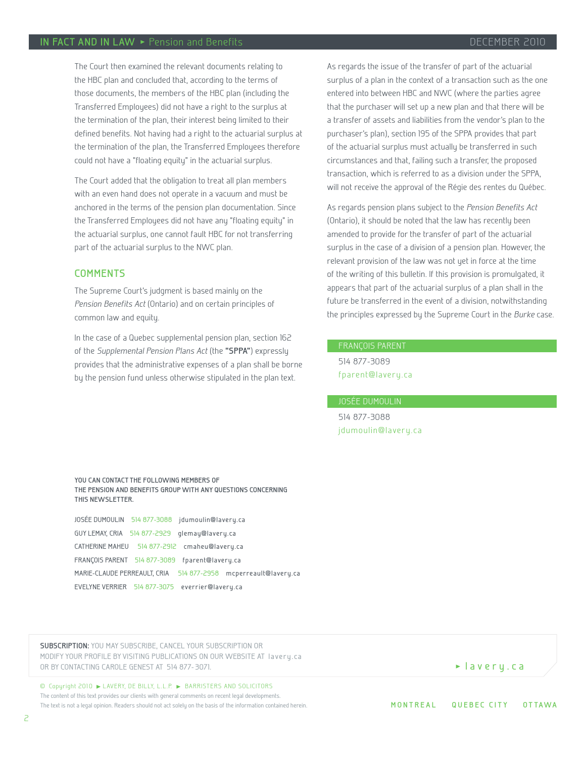The Court then examined the relevant documents relating to the HBC plan and concluded that, according to the terms of those documents, the members of the HBC plan (including the Transferred Employees) did not have a right to the surplus at the termination of the plan, their interest being limited to their defined benefits. Not having had a right to the actuarial surplus at the termination of the plan, the Transferred Employees therefore could not have a "floating equity" in the actuarial surplus.

The Court added that the obligation to treat all plan members with an even hand does not operate in a vacuum and must be anchored in the terms of the pension plan documentation. Since the Transferred Employees did not have any "floating equity" in the actuarial surplus, one cannot fault HBC for not transferring part of the actuarial surplus to the NWC plan.

## COMMENTS

The Supreme Court's judgment is based mainly on the *Pension Benefits Act* (Ontario) and on certain principles of common law and equity.

In the case of a Quebec supplemental pension plan, section 162 of the *Supplemental Pension Plans Act* (the **"SPPA"**) expressly provides that the administrative expenses of a plan shall be borne by the pension fund unless otherwise stipulated in the plan text.

As regards the issue of the transfer of part of the actuarial surplus of a plan in the context of a transaction such as the one entered into between HBC and NWC (where the parties agree that the purchaser will set up a new plan and that there will be a transfer of assets and liabilities from the vendor's plan to the purchaser's plan), section 195 of the SPPA provides that part of the actuarial surplus must actually be transferred in such circumstances and that, failing such a transfer, the proposed transaction, which is referred to as a division under the SPPA, will not receive the approval of the Régie des rentes du Québec.

As regards pension plans subject to the *Pension Benefits Act* (Ontario), it should be noted that the law has recently been amended to provide for the transfer of part of the actuarial surplus in the case of a division of a pension plan. However, the relevant provision of the law was not yet in force at the time of the writing of this bulletin. If this provision is promulgated, it appears that part of the actuarial surplus of a plan shall in the future be transferred in the event of a division, notwithstanding the principles expressed by the Supreme Court in the *Burke* case.

**FRANÇOIS PARENT**
514 877-3089
fparent@lavery.ca

**JOSÉE DUMOULIN**
514 877-3088
jdumoulin@lavery.ca

**YOU CAN CONTACT THE FOLLOWING MEMBERS OF THE PENSION AND BENEFITS GROUP WITH ANY QUESTIONS CONCERNING THIS NEWSLETTER.**

JOSÉE DUMOULIN 514 877-3088 jdumoulin@lavery.ca
GUY LEMAY, CRIA 514 877-2929 glemay@lavery.ca
CATHERINE MAHEU 514 877-2912 cmaheu@lavery.ca
FRANÇOIS PARENT 514 877-3089 fparent@lavery.ca
MARIE-CLAUDE PERREAULT, CRIA 514 877-2958 mcperreault@lavery.ca
EVELYNE VERRIER 514 877-3075 everrier@lavery.ca

**SUBSCRIPTION:** YOU MAY SUBSCRIBE, CANCEL YOUR SUBSCRIPTION OR MODIFY YOUR PROFILE BY VISITING PUBLICATIONS ON OUR WEBSITE AT lavery.ca OR BY CONTACTING CAROLE GENEST AT 514 877-3071.

► lavery.ca

© Copyright 2010 ► LAVERY, DE BILLY, L.L.P. ► BARRISTERS AND SOLICITORS
The content of this text provides our clients with general comments on recent legal developments.
The text is not a legal opinion. Readers should not act solely on the basis of the information contained herein.

MONTREAL QUEBEC CITY OTTAWA